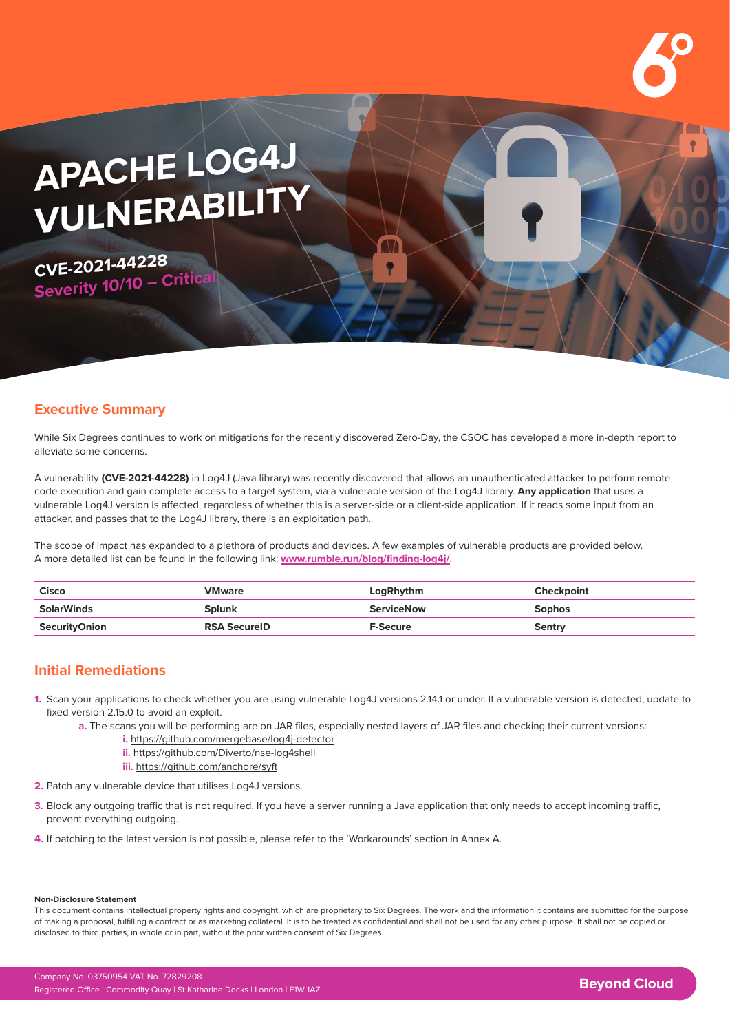# APACHE LOG4J VULNERABILITY

**CVE-2021-44228**
**Severity 10/10 – Critical**

## Executive Summary

While Six Degrees continues to work on mitigations for the recently discovered Zero-Day, the CSOC has developed a more in-depth report to alleviate some concerns.

A vulnerability **(CVE-2021-44228)** in Log4J (Java library) was recently discovered that allows an unauthenticated attacker to perform remote code execution and gain complete access to a target system, via a vulnerable version of the Log4J library. **Any application** that uses a vulnerable Log4J version is affected, regardless of whether this is a server-side or a client-side application. If it reads some input from an attacker, and passes that to the Log4J library, there is an exploitation path.

The scope of impact has expanded to a plethora of products and devices. A few examples of vulnerable products are provided below. A more detailed list can be found in the following link: **www.rumble.run/blog/finding-log4j/**.

| Cisco | VMware | LogRhythm | Checkpoint |
|---|---|---|---|
| SolarWinds | Splunk | ServiceNow | Sophos |
| SecurityOnion | RSA SecureID | F-Secure | Sentry |

## Initial Remediations

1. Scan your applications to check whether you are using vulnerable Log4J versions 2.14.1 or under. If a vulnerable version is detected, update to fixed version 2.15.0 to avoid an exploit.
   a. The scans you will be performing are on JAR files, especially nested layers of JAR files and checking their current versions:
      i. https://github.com/mergebase/log4j-detector
      ii. https://github.com/Diverto/nse-log4shell
      iii. https://github.com/anchore/syft
2. Patch any vulnerable device that utilises Log4J versions.
3. Block any outgoing traffic that is not required. If you have a server running a Java application that only needs to accept incoming traffic, prevent everything outgoing.
4. If patching to the latest version is not possible, please refer to the 'Workarounds' section in Annex A.

**Non-Disclosure Statement**

This document contains intellectual property rights and copyright, which are proprietary to Six Degrees. The work and the information it contains are submitted for the purpose of making a proposal, fulfilling a contract or as marketing collateral. It is to be treated as confidential and shall not be used for any other purpose. It shall not be copied or disclosed to third parties, in whole or in part, without the prior written consent of Six Degrees.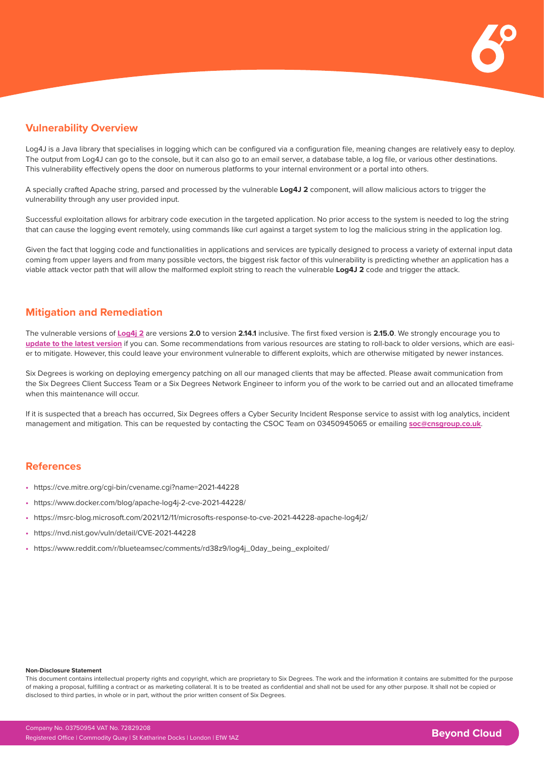## Vulnerability Overview

Log4J is a Java library that specialises in logging which can be configured via a configuration file, meaning changes are relatively easy to deploy. The output from Log4J can go to the console, but it can also go to an email server, a database table, a log file, or various other destinations. This vulnerability effectively opens the door on numerous platforms to your internal environment or a portal into others.

A specially crafted Apache string, parsed and processed by the vulnerable **Log4J 2** component, will allow malicious actors to trigger the vulnerability through any user provided input.

Successful exploitation allows for arbitrary code execution in the targeted application. No prior access to the system is needed to log the string that can cause the logging event remotely, using commands like curl against a target system to log the malicious string in the application log.

Given the fact that logging code and functionalities in applications and services are typically designed to process a variety of external input data coming from upper layers and from many possible vectors, the biggest risk factor of this vulnerability is predicting whether an application has a viable attack vector path that will allow the malformed exploit string to reach the vulnerable **Log4J 2** code and trigger the attack.

## Mitigation and Remediation

The vulnerable versions of **Log4j 2** are versions **2.0** to version **2.14.1** inclusive. The first fixed version is **2.15.0**. We strongly encourage you to **update to the latest version** if you can. Some recommendations from various resources are stating to roll-back to older versions, which are easier to mitigate. However, this could leave your environment vulnerable to different exploits, which are otherwise mitigated by newer instances.

Six Degrees is working on deploying emergency patching on all our managed clients that may be affected. Please await communication from the Six Degrees Client Success Team or a Six Degrees Network Engineer to inform you of the work to be carried out and an allocated timeframe when this maintenance will occur.

If it is suspected that a breach has occurred, Six Degrees offers a Cyber Security Incident Response service to assist with log analytics, incident management and mitigation. This can be requested by contacting the CSOC Team on 03450945065 or emailing **soc@cnsgroup.co.uk**.

## References

- https://cve.mitre.org/cgi-bin/cvename.cgi?name=2021-44228
- https://www.docker.com/blog/apache-log4j-2-cve-2021-44228/
- https://msrc-blog.microsoft.com/2021/12/11/microsofts-response-to-cve-2021-44228-apache-log4j2/
- https://nvd.nist.gov/vuln/detail/CVE-2021-44228
- https://www.reddit.com/r/blueteamsec/comments/rd38z9/log4j_0day_being_exploited/

**Non-Disclosure Statement**

This document contains intellectual property rights and copyright, which are proprietary to Six Degrees. The work and the information it contains are submitted for the purpose of making a proposal, fulfilling a contract or as marketing collateral. It is to be treated as confidential and shall not be used for any other purpose. It shall not be copied or disclosed to third parties, in whole or in part, without the prior written consent of Six Degrees.

Company No. 03750954 VAT No. 72829208
Registered Office | Commodity Quay | St Katharine Docks | London | E1W 1AZ

**Beyond Cloud**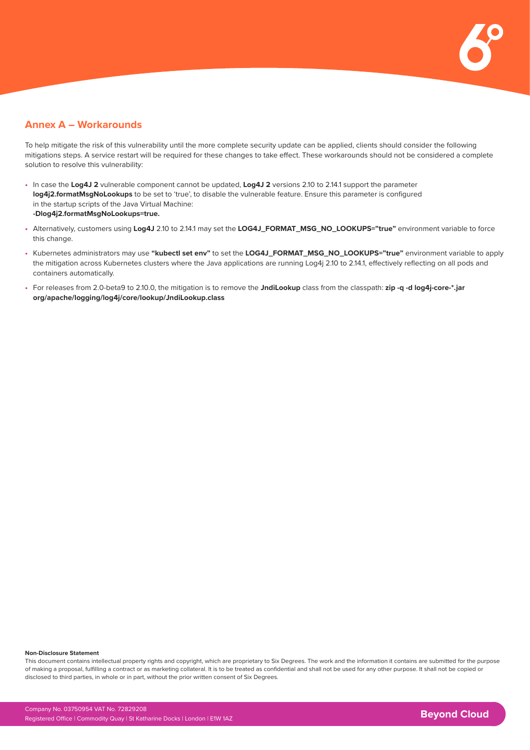## Annex A – Workarounds

To help mitigate the risk of this vulnerability until the more complete security update can be applied, clients should consider the following mitigations steps. A service restart will be required for these changes to take effect. These workarounds should not be considered a complete solution to resolve this vulnerability:

- In case the **Log4J 2** vulnerable component cannot be updated, **Log4J 2** versions 2.10 to 2.14.1 support the parameter **log4j2.formatMsgNoLookups** to be set to 'true', to disable the vulnerable feature. Ensure this parameter is configured in the startup scripts of the Java Virtual Machine:
  **-Dlog4j2.formatMsgNoLookups=true.**
- Alternatively, customers using **Log4J** 2.10 to 2.14.1 may set the **LOG4J_FORMAT_MSG_NO_LOOKUPS="true"** environment variable to force this change.
- Kubernetes administrators may use **"kubectl set env"** to set the **LOG4J_FORMAT_MSG_NO_LOOKUPS="true"** environment variable to apply the mitigation across Kubernetes clusters where the Java applications are running Log4j 2.10 to 2.14.1, effectively reflecting on all pods and containers automatically.
- For releases from 2.0-beta9 to 2.10.0, the mitigation is to remove the **JndiLookup** class from the classpath: **zip -q -d log4j-core-*.jar org/apache/logging/log4j/core/lookup/JndiLookup.class**

**Non-Disclosure Statement**

This document contains intellectual property rights and copyright, which are proprietary to Six Degrees. The work and the information it contains are submitted for the purpose of making a proposal, fulfilling a contract or as marketing collateral. It is to be treated as confidential and shall not be used for any other purpose. It shall not be copied or disclosed to third parties, in whole or in part, without the prior written consent of Six Degrees.

Company No. 03750954 VAT No. 72829208
Registered Office | Commodity Quay | St Katharine Docks | London | E1W 1AZ

**Beyond Cloud**